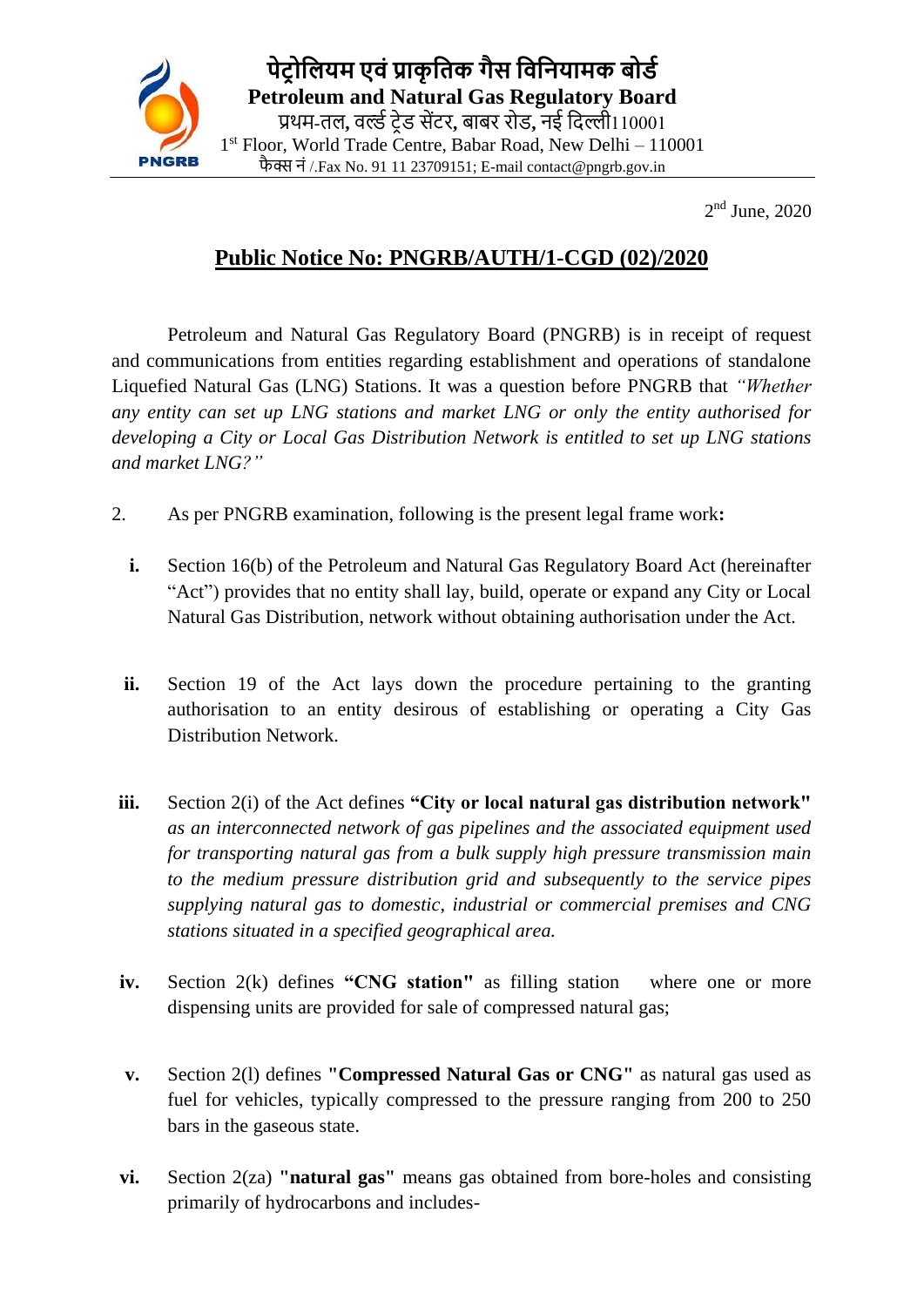**पेट्रोलियम एवं प्राकृतिक गैस विनियामक बोर्ड**
**Petroleum and Natural Gas Regulatory Board**
प्रथम-तल, वर्ल्ड ट्रेड सेंटर, बाबर रोड, नई दिल्ली110001
1st Floor, World Trade Centre, Babar Road, New Delhi – 110001
फैक्स नं /.Fax No. 91 11 23709151; E-mail contact@pngrb.gov.in

2nd June, 2020

## Public Notice No: PNGRB/AUTH/1-CGD (02)/2020

Petroleum and Natural Gas Regulatory Board (PNGRB) is in receipt of request and communications from entities regarding establishment and operations of standalone Liquefied Natural Gas (LNG) Stations. It was a question before PNGRB that *"Whether any entity can set up LNG stations and market LNG or only the entity authorised for developing a City or Local Gas Distribution Network is entitled to set up LNG stations and market LNG?"*

2. As per PNGRB examination, following is the present legal frame work**:**

**i.** Section 16(b) of the Petroleum and Natural Gas Regulatory Board Act (hereinafter "Act") provides that no entity shall lay, build, operate or expand any City or Local Natural Gas Distribution, network without obtaining authorisation under the Act.

**ii.** Section 19 of the Act lays down the procedure pertaining to the granting authorisation to an entity desirous of establishing or operating a City Gas Distribution Network.

**iii.** Section 2(i) of the Act defines **"City or local natural gas distribution network"** *as an interconnected network of gas pipelines and the associated equipment used for transporting natural gas from a bulk supply high pressure transmission main to the medium pressure distribution grid and subsequently to the service pipes supplying natural gas to domestic, industrial or commercial premises and CNG stations situated in a specified geographical area.*

**iv.** Section 2(k) defines **"CNG station"** as filling station where one or more dispensing units are provided for sale of compressed natural gas;

**v.** Section 2(l) defines **"Compressed Natural Gas or CNG"** as natural gas used as fuel for vehicles, typically compressed to the pressure ranging from 200 to 250 bars in the gaseous state.

**vi.** Section 2(za) **"natural gas"** means gas obtained from bore-holes and consisting primarily of hydrocarbons and includes-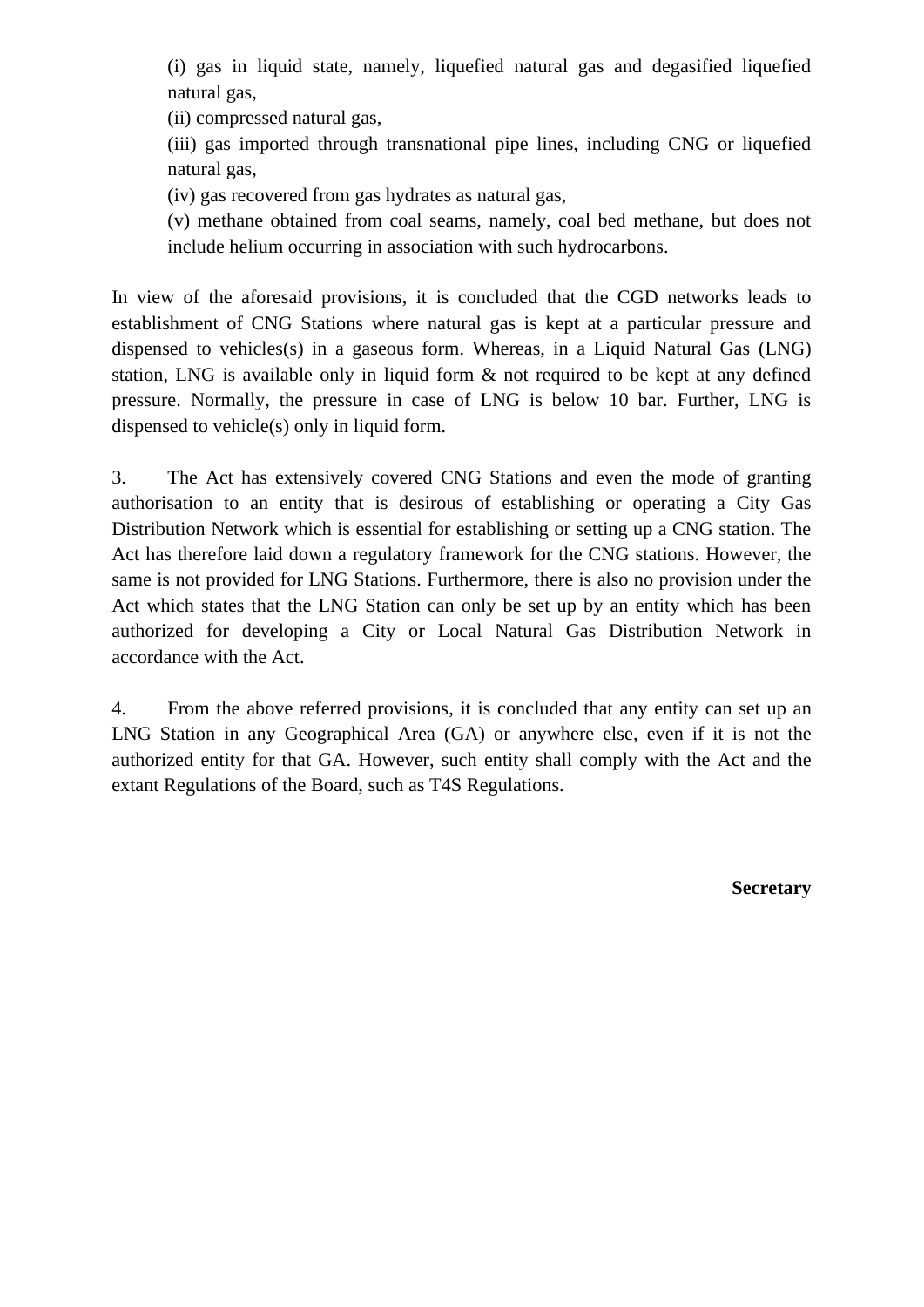(i) gas in liquid state, namely, liquefied natural gas and degasified liquefied natural gas,

(ii) compressed natural gas,

(iii) gas imported through transnational pipe lines, including CNG or liquefied natural gas,

(iv) gas recovered from gas hydrates as natural gas,

(v) methane obtained from coal seams, namely, coal bed methane, but does not include helium occurring in association with such hydrocarbons.

In view of the aforesaid provisions, it is concluded that the CGD networks leads to establishment of CNG Stations where natural gas is kept at a particular pressure and dispensed to vehicles(s) in a gaseous form. Whereas, in a Liquid Natural Gas (LNG) station, LNG is available only in liquid form & not required to be kept at any defined pressure. Normally, the pressure in case of LNG is below 10 bar. Further, LNG is dispensed to vehicle(s) only in liquid form.

3. The Act has extensively covered CNG Stations and even the mode of granting authorisation to an entity that is desirous of establishing or operating a City Gas Distribution Network which is essential for establishing or setting up a CNG station. The Act has therefore laid down a regulatory framework for the CNG stations. However, the same is not provided for LNG Stations. Furthermore, there is also no provision under the Act which states that the LNG Station can only be set up by an entity which has been authorized for developing a City or Local Natural Gas Distribution Network in accordance with the Act.

4. From the above referred provisions, it is concluded that any entity can set up an LNG Station in any Geographical Area (GA) or anywhere else, even if it is not the authorized entity for that GA. However, such entity shall comply with the Act and the extant Regulations of the Board, such as T4S Regulations.

**Secretary**